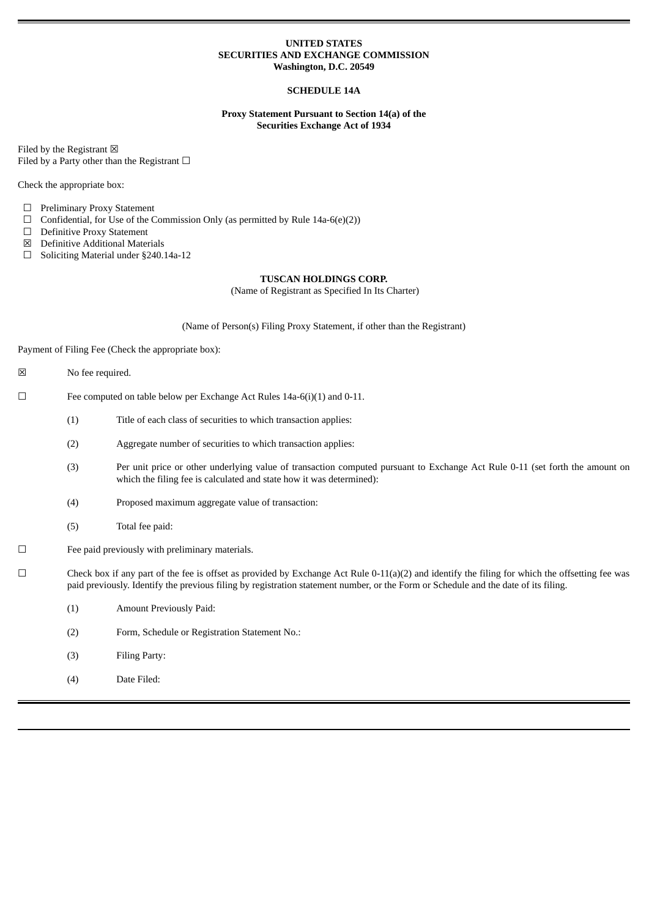**UNITED STATES**
**SECURITIES AND EXCHANGE COMMISSION**
**Washington, D.C. 20549**

**SCHEDULE 14A**

**Proxy Statement Pursuant to Section 14(a) of the Securities Exchange Act of 1934**

Filed by the Registrant ☒
Filed by a Party other than the Registrant ☐

Check the appropriate box:

☐ Preliminary Proxy Statement
☐ Confidential, for Use of the Commission Only (as permitted by Rule 14a-6(e)(2))
☐ Definitive Proxy Statement
☒ Definitive Additional Materials
☐ Soliciting Material under §240.14a-12

**TUSCAN HOLDINGS CORP.**
(Name of Registrant as Specified In Its Charter)

(Name of Person(s) Filing Proxy Statement, if other than the Registrant)

Payment of Filing Fee (Check the appropriate box):

☒ No fee required.

☐ Fee computed on table below per Exchange Act Rules 14a-6(i)(1) and 0-11.

(1) Title of each class of securities to which transaction applies:

(2) Aggregate number of securities to which transaction applies:

(3) Per unit price or other underlying value of transaction computed pursuant to Exchange Act Rule 0-11 (set forth the amount on which the filing fee is calculated and state how it was determined):

(4) Proposed maximum aggregate value of transaction:

(5) Total fee paid:

☐ Fee paid previously with preliminary materials.

☐ Check box if any part of the fee is offset as provided by Exchange Act Rule 0-11(a)(2) and identify the filing for which the offsetting fee was paid previously. Identify the previous filing by registration statement number, or the Form or Schedule and the date of its filing.

(1) Amount Previously Paid:

(2) Form, Schedule or Registration Statement No.:

(3) Filing Party:

(4) Date Filed: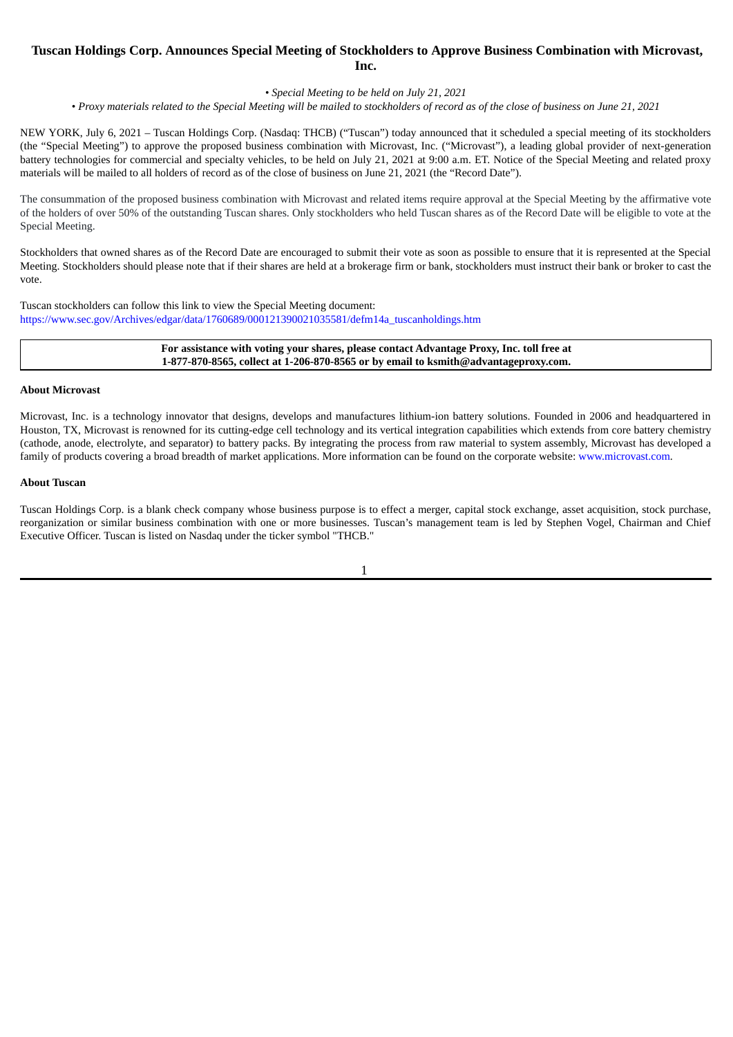# Tuscan Holdings Corp. Announces Special Meeting of Stockholders to Approve Business Combination with Microvast, Inc.

*• Special Meeting to be held on July 21, 2021*

*• Proxy materials related to the Special Meeting will be mailed to stockholders of record as of the close of business on June 21, 2021*

NEW YORK, July 6, 2021 – Tuscan Holdings Corp. (Nasdaq: THCB) ("Tuscan") today announced that it scheduled a special meeting of its stockholders (the "Special Meeting") to approve the proposed business combination with Microvast, Inc. ("Microvast"), a leading global provider of next-generation battery technologies for commercial and specialty vehicles, to be held on July 21, 2021 at 9:00 a.m. ET. Notice of the Special Meeting and related proxy materials will be mailed to all holders of record as of the close of business on June 21, 2021 (the "Record Date").

The consummation of the proposed business combination with Microvast and related items require approval at the Special Meeting by the affirmative vote of the holders of over 50% of the outstanding Tuscan shares. Only stockholders who held Tuscan shares as of the Record Date will be eligible to vote at the Special Meeting.

Stockholders that owned shares as of the Record Date are encouraged to submit their vote as soon as possible to ensure that it is represented at the Special Meeting. Stockholders should please note that if their shares are held at a brokerage firm or bank, stockholders must instruct their bank or broker to cast the vote.

Tuscan stockholders can follow this link to view the Special Meeting document:
https://www.sec.gov/Archives/edgar/data/1760689/000121390021035581/defm14a_tuscanholdings.htm

**For assistance with voting your shares, please contact Advantage Proxy, Inc. toll free at 1-877-870-8565, collect at 1-206-870-8565 or by email to ksmith@advantageproxy.com.**

**About Microvast**

Microvast, Inc. is a technology innovator that designs, develops and manufactures lithium-ion battery solutions. Founded in 2006 and headquartered in Houston, TX, Microvast is renowned for its cutting-edge cell technology and its vertical integration capabilities which extends from core battery chemistry (cathode, anode, electrolyte, and separator) to battery packs. By integrating the process from raw material to system assembly, Microvast has developed a family of products covering a broad breadth of market applications. More information can be found on the corporate website: www.microvast.com.

**About Tuscan**

Tuscan Holdings Corp. is a blank check company whose business purpose is to effect a merger, capital stock exchange, asset acquisition, stock purchase, reorganization or similar business combination with one or more businesses. Tuscan's management team is led by Stephen Vogel, Chairman and Chief Executive Officer. Tuscan is listed on Nasdaq under the ticker symbol "THCB."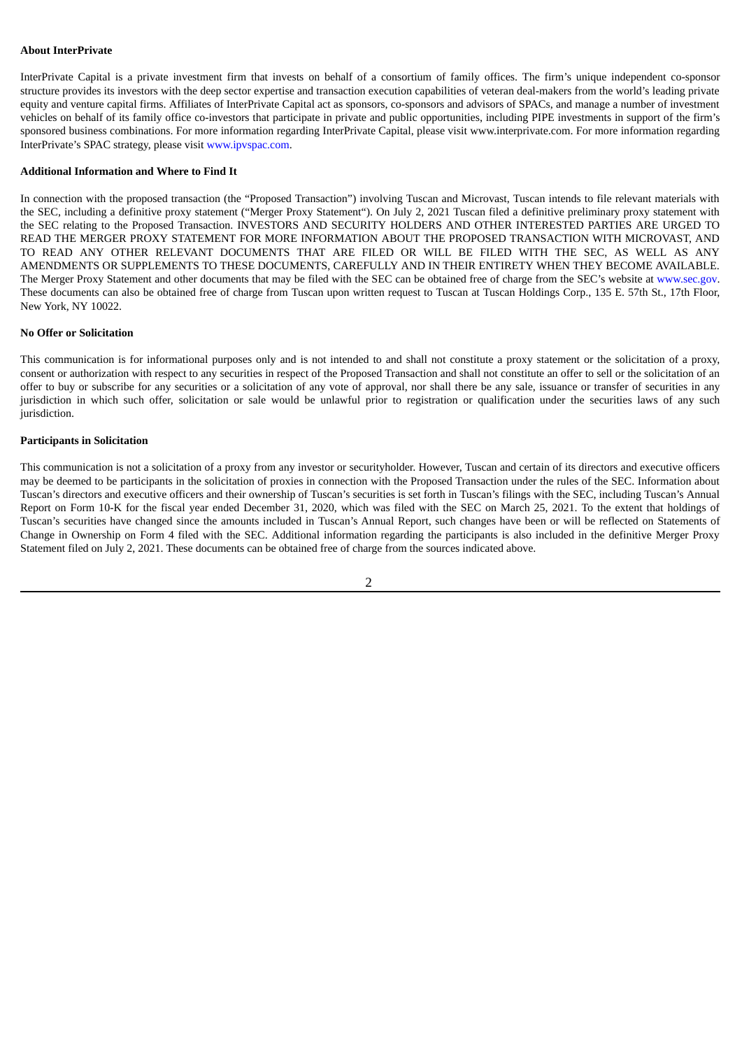**About InterPrivate**

InterPrivate Capital is a private investment firm that invests on behalf of a consortium of family offices. The firm's unique independent co-sponsor structure provides its investors with the deep sector expertise and transaction execution capabilities of veteran deal-makers from the world's leading private equity and venture capital firms. Affiliates of InterPrivate Capital act as sponsors, co-sponsors and advisors of SPACs, and manage a number of investment vehicles on behalf of its family office co-investors that participate in private and public opportunities, including PIPE investments in support of the firm's sponsored business combinations. For more information regarding InterPrivate Capital, please visit www.interprivate.com. For more information regarding InterPrivate's SPAC strategy, please visit www.ipvspac.com.

**Additional Information and Where to Find It**

In connection with the proposed transaction (the "Proposed Transaction") involving Tuscan and Microvast, Tuscan intends to file relevant materials with the SEC, including a definitive proxy statement ("Merger Proxy Statement"). On July 2, 2021 Tuscan filed a definitive preliminary proxy statement with the SEC relating to the Proposed Transaction. INVESTORS AND SECURITY HOLDERS AND OTHER INTERESTED PARTIES ARE URGED TO READ THE MERGER PROXY STATEMENT FOR MORE INFORMATION ABOUT THE PROPOSED TRANSACTION WITH MICROVAST, AND TO READ ANY OTHER RELEVANT DOCUMENTS THAT ARE FILED OR WILL BE FILED WITH THE SEC, AS WELL AS ANY AMENDMENTS OR SUPPLEMENTS TO THESE DOCUMENTS, CAREFULLY AND IN THEIR ENTIRETY WHEN THEY BECOME AVAILABLE. The Merger Proxy Statement and other documents that may be filed with the SEC can be obtained free of charge from the SEC's website at www.sec.gov. These documents can also be obtained free of charge from Tuscan upon written request to Tuscan at Tuscan Holdings Corp., 135 E. 57th St., 17th Floor, New York, NY 10022.

**No Offer or Solicitation**

This communication is for informational purposes only and is not intended to and shall not constitute a proxy statement or the solicitation of a proxy, consent or authorization with respect to any securities in respect of the Proposed Transaction and shall not constitute an offer to sell or the solicitation of an offer to buy or subscribe for any securities or a solicitation of any vote of approval, nor shall there be any sale, issuance or transfer of securities in any jurisdiction in which such offer, solicitation or sale would be unlawful prior to registration or qualification under the securities laws of any such jurisdiction.

**Participants in Solicitation**

This communication is not a solicitation of a proxy from any investor or securityholder. However, Tuscan and certain of its directors and executive officers may be deemed to be participants in the solicitation of proxies in connection with the Proposed Transaction under the rules of the SEC. Information about Tuscan's directors and executive officers and their ownership of Tuscan's securities is set forth in Tuscan's filings with the SEC, including Tuscan's Annual Report on Form 10-K for the fiscal year ended December 31, 2020, which was filed with the SEC on March 25, 2021. To the extent that holdings of Tuscan's securities have changed since the amounts included in Tuscan's Annual Report, such changes have been or will be reflected on Statements of Change in Ownership on Form 4 filed with the SEC. Additional information regarding the participants is also included in the definitive Merger Proxy Statement filed on July 2, 2021. These documents can be obtained free of charge from the sources indicated above.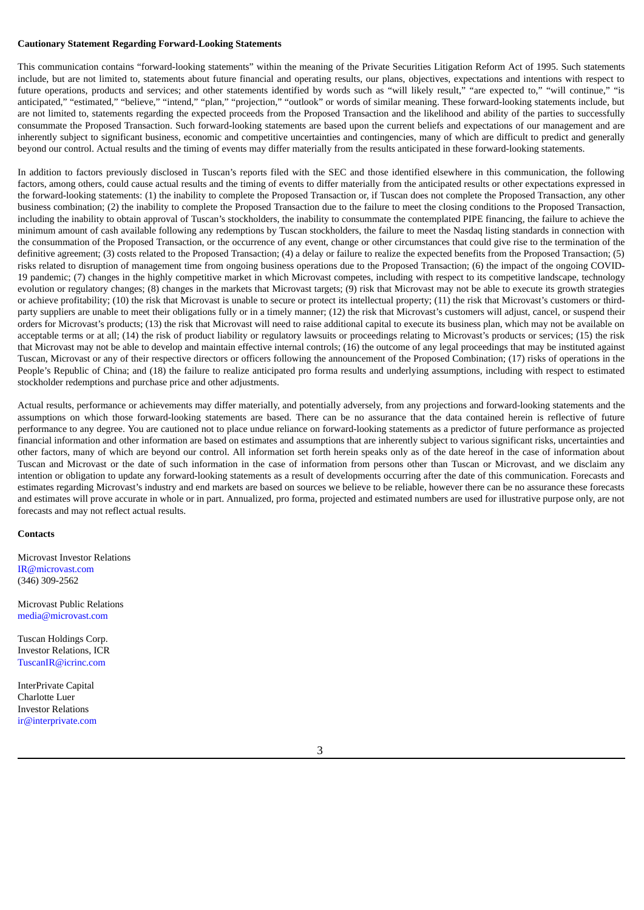**Cautionary Statement Regarding Forward-Looking Statements**

This communication contains "forward-looking statements" within the meaning of the Private Securities Litigation Reform Act of 1995. Such statements include, but are not limited to, statements about future financial and operating results, our plans, objectives, expectations and intentions with respect to future operations, products and services; and other statements identified by words such as "will likely result," "are expected to," "will continue," "is anticipated," "estimated," "believe," "intend," "plan," "projection," "outlook" or words of similar meaning. These forward-looking statements include, but are not limited to, statements regarding the expected proceeds from the Proposed Transaction and the likelihood and ability of the parties to successfully consummate the Proposed Transaction. Such forward-looking statements are based upon the current beliefs and expectations of our management and are inherently subject to significant business, economic and competitive uncertainties and contingencies, many of which are difficult to predict and generally beyond our control. Actual results and the timing of events may differ materially from the results anticipated in these forward-looking statements.

In addition to factors previously disclosed in Tuscan's reports filed with the SEC and those identified elsewhere in this communication, the following factors, among others, could cause actual results and the timing of events to differ materially from the anticipated results or other expectations expressed in the forward-looking statements: (1) the inability to complete the Proposed Transaction or, if Tuscan does not complete the Proposed Transaction, any other business combination; (2) the inability to complete the Proposed Transaction due to the failure to meet the closing conditions to the Proposed Transaction, including the inability to obtain approval of Tuscan's stockholders, the inability to consummate the contemplated PIPE financing, the failure to achieve the minimum amount of cash available following any redemptions by Tuscan stockholders, the failure to meet the Nasdaq listing standards in connection with the consummation of the Proposed Transaction, or the occurrence of any event, change or other circumstances that could give rise to the termination of the definitive agreement; (3) costs related to the Proposed Transaction; (4) a delay or failure to realize the expected benefits from the Proposed Transaction; (5) risks related to disruption of management time from ongoing business operations due to the Proposed Transaction; (6) the impact of the ongoing COVID-19 pandemic; (7) changes in the highly competitive market in which Microvast competes, including with respect to its competitive landscape, technology evolution or regulatory changes; (8) changes in the markets that Microvast targets; (9) risk that Microvast may not be able to execute its growth strategies or achieve profitability; (10) the risk that Microvast is unable to secure or protect its intellectual property; (11) the risk that Microvast's customers or third-party suppliers are unable to meet their obligations fully or in a timely manner; (12) the risk that Microvast's customers will adjust, cancel, or suspend their orders for Microvast's products; (13) the risk that Microvast will need to raise additional capital to execute its business plan, which may not be available on acceptable terms or at all; (14) the risk of product liability or regulatory lawsuits or proceedings relating to Microvast's products or services; (15) the risk that Microvast may not be able to develop and maintain effective internal controls; (16) the outcome of any legal proceedings that may be instituted against Tuscan, Microvast or any of their respective directors or officers following the announcement of the Proposed Combination; (17) risks of operations in the People's Republic of China; and (18) the failure to realize anticipated pro forma results and underlying assumptions, including with respect to estimated stockholder redemptions and purchase price and other adjustments.

Actual results, performance or achievements may differ materially, and potentially adversely, from any projections and forward-looking statements and the assumptions on which those forward-looking statements are based. There can be no assurance that the data contained herein is reflective of future performance to any degree. You are cautioned not to place undue reliance on forward-looking statements as a predictor of future performance as projected financial information and other information are based on estimates and assumptions that are inherently subject to various significant risks, uncertainties and other factors, many of which are beyond our control. All information set forth herein speaks only as of the date hereof in the case of information about Tuscan and Microvast or the date of such information in the case of information from persons other than Tuscan or Microvast, and we disclaim any intention or obligation to update any forward-looking statements as a result of developments occurring after the date of this communication. Forecasts and estimates regarding Microvast's industry and end markets are based on sources we believe to be reliable, however there can be no assurance these forecasts and estimates will prove accurate in whole or in part. Annualized, pro forma, projected and estimated numbers are used for illustrative purpose only, are not forecasts and may not reflect actual results.

**Contacts**

Microvast Investor Relations
IR@microvast.com
(346) 309-2562

Microvast Public Relations
media@microvast.com

Tuscan Holdings Corp.
Investor Relations, ICR
TuscanIR@icrinc.com

InterPrivate Capital
Charlotte Luer
Investor Relations
ir@interprivate.com